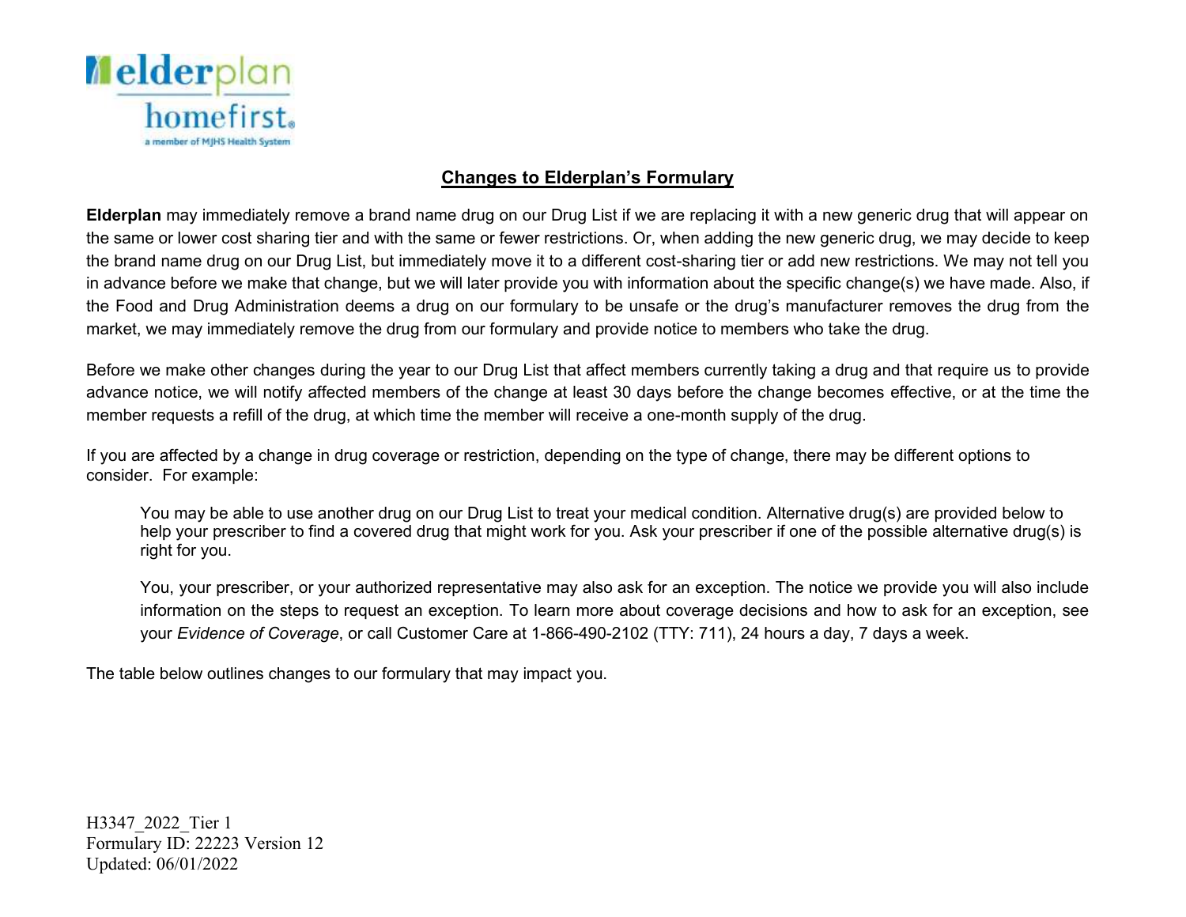## Changes to Elderplan's Formulary

**Elderplan** may immediately remove a brand name drug on our Drug List if we are replacing it with a new generic drug that will appear on the same or lower cost sharing tier and with the same or fewer restrictions. Or, when adding the new generic drug, we may decide to keep the brand name drug on our Drug List, but immediately move it to a different cost-sharing tier or add new restrictions. We may not tell you in advance before we make that change, but we will later provide you with information about the specific change(s) we have made. Also, if the Food and Drug Administration deems a drug on our formulary to be unsafe or the drug's manufacturer removes the drug from the market, we may immediately remove the drug from our formulary and provide notice to members who take the drug.

Before we make other changes during the year to our Drug List that affect members currently taking a drug and that require us to provide advance notice, we will notify affected members of the change at least 30 days before the change becomes effective, or at the time the member requests a refill of the drug, at which time the member will receive a one-month supply of the drug.

If you are affected by a change in drug coverage or restriction, depending on the type of change, there may be different options to consider. For example:

> You may be able to use another drug on our Drug List to treat your medical condition. Alternative drug(s) are provided below to help your prescriber to find a covered drug that might work for you. Ask your prescriber if one of the possible alternative drug(s) is right for you.
>
> You, your prescriber, or your authorized representative may also ask for an exception. The notice we provide you will also include information on the steps to request an exception. To learn more about coverage decisions and how to ask for an exception, see your *Evidence of Coverage*, or call Customer Care at 1-866-490-2102 (TTY: 711), 24 hours a day, 7 days a week.

The table below outlines changes to our formulary that may impact you.

H3347_2022_Tier 1
Formulary ID: 22223 Version 12
Updated: 06/01/2022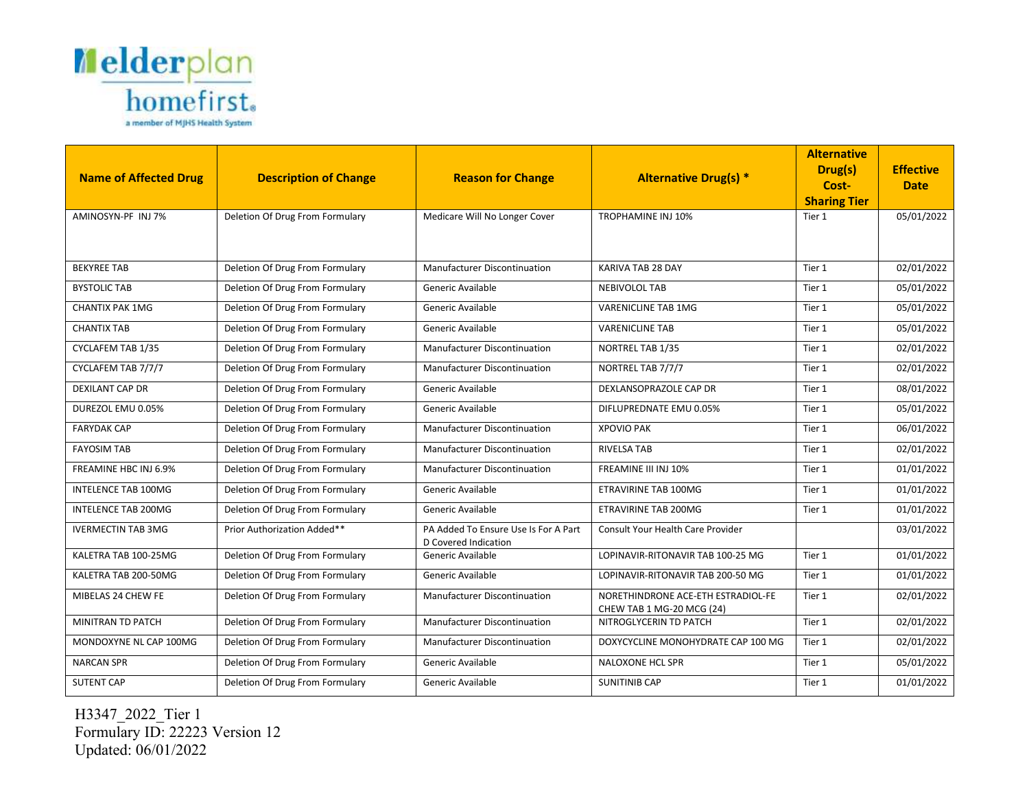| Name of Affected Drug | Description of Change | Reason for Change | Alternative Drug(s) * | Alternative Drug(s) Cost-Sharing Tier | Effective Date |
|---|---|---|---|---|---|
| AMINOSYN-PF INJ 7% | Deletion Of Drug From Formulary | Medicare Will No Longer Cover | TROPHAMINE INJ 10% | Tier 1 | 05/01/2022 |
| BEKYREE TAB | Deletion Of Drug From Formulary | Manufacturer Discontinuation | KARIVA TAB 28 DAY | Tier 1 | 02/01/2022 |
| BYSTOLIC TAB | Deletion Of Drug From Formulary | Generic Available | NEBIVOLOL TAB | Tier 1 | 05/01/2022 |
| CHANTIX PAK 1MG | Deletion Of Drug From Formulary | Generic Available | VARENICLINE TAB 1MG | Tier 1 | 05/01/2022 |
| CHANTIX TAB | Deletion Of Drug From Formulary | Generic Available | VARENICLINE TAB | Tier 1 | 05/01/2022 |
| CYCLAFEM TAB 1/35 | Deletion Of Drug From Formulary | Manufacturer Discontinuation | NORTREL TAB 1/35 | Tier 1 | 02/01/2022 |
| CYCLAFEM TAB 7/7/7 | Deletion Of Drug From Formulary | Manufacturer Discontinuation | NORTREL TAB 7/7/7 | Tier 1 | 02/01/2022 |
| DEXILANT CAP DR | Deletion Of Drug From Formulary | Generic Available | DEXLANSOPRAZOLE CAP DR | Tier 1 | 08/01/2022 |
| DUREZOL EMU 0.05% | Deletion Of Drug From Formulary | Generic Available | DIFLUPREDNATE EMU 0.05% | Tier 1 | 05/01/2022 |
| FARYDAK CAP | Deletion Of Drug From Formulary | Manufacturer Discontinuation | XPOVIO PAK | Tier 1 | 06/01/2022 |
| FAYOSIM TAB | Deletion Of Drug From Formulary | Manufacturer Discontinuation | RIVELSA TAB | Tier 1 | 02/01/2022 |
| FREAMINE HBC INJ 6.9% | Deletion Of Drug From Formulary | Manufacturer Discontinuation | FREAMINE III INJ 10% | Tier 1 | 01/01/2022 |
| INTELENCE TAB 100MG | Deletion Of Drug From Formulary | Generic Available | ETRAVIRINE TAB 100MG | Tier 1 | 01/01/2022 |
| INTELENCE TAB 200MG | Deletion Of Drug From Formulary | Generic Available | ETRAVIRINE TAB 200MG | Tier 1 | 01/01/2022 |
| IVERMECTIN TAB 3MG | Prior Authorization Added** | PA Added To Ensure Use Is For A Part D Covered Indication | Consult Your Health Care Provider | | 03/01/2022 |
| KALETRA TAB 100-25MG | Deletion Of Drug From Formulary | Generic Available | LOPINAVIR-RITONAVIR TAB 100-25 MG | Tier 1 | 01/01/2022 |
| KALETRA TAB 200-50MG | Deletion Of Drug From Formulary | Generic Available | LOPINAVIR-RITONAVIR TAB 200-50 MG | Tier 1 | 01/01/2022 |
| MIBELAS 24 CHEW FE | Deletion Of Drug From Formulary | Manufacturer Discontinuation | NORETHINDRONE ACE-ETH ESTRADIOL-FE CHEW TAB 1 MG-20 MCG (24) | Tier 1 | 02/01/2022 |
| MINITRAN TD PATCH | Deletion Of Drug From Formulary | Manufacturer Discontinuation | NITROGLYCERIN TD PATCH | Tier 1 | 02/01/2022 |
| MONDOXYNE NL CAP 100MG | Deletion Of Drug From Formulary | Manufacturer Discontinuation | DOXYCYCLINE MONOHYDRATE CAP 100 MG | Tier 1 | 02/01/2022 |
| NARCAN SPR | Deletion Of Drug From Formulary | Generic Available | NALOXONE HCL SPR | Tier 1 | 05/01/2022 |
| SUTENT CAP | Deletion Of Drug From Formulary | Generic Available | SUNITINIB CAP | Tier 1 | 01/01/2022 |

H3347_2022_Tier 1
Formulary ID: 22223 Version 12
Updated: 06/01/2022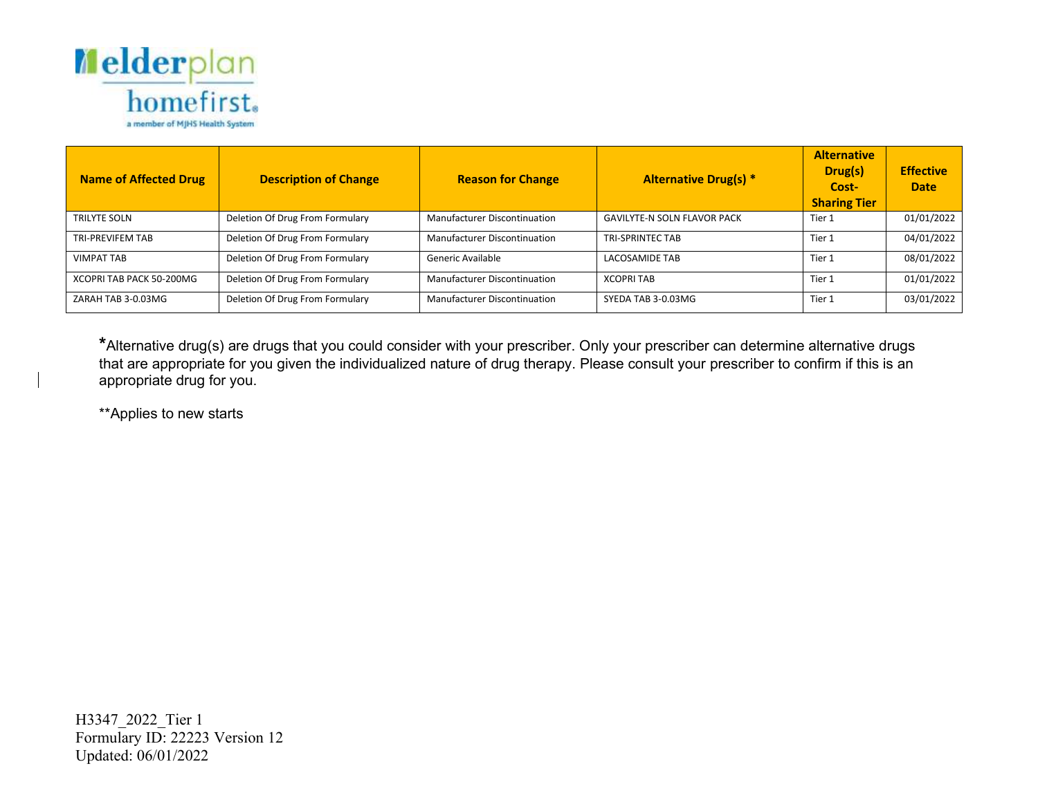| Name of Affected Drug | Description of Change | Reason for Change | Alternative Drug(s) * | Alternative Drug(s) Cost-Sharing Tier | Effective Date |
|---|---|---|---|---|---|
| TRILYTE SOLN | Deletion Of Drug From Formulary | Manufacturer Discontinuation | GAVILYTE-N SOLN FLAVOR PACK | Tier 1 | 01/01/2022 |
| TRI-PREVIFEM TAB | Deletion Of Drug From Formulary | Manufacturer Discontinuation | TRI-SPRINTEC TAB | Tier 1 | 04/01/2022 |
| VIMPAT TAB | Deletion Of Drug From Formulary | Generic Available | LACOSAMIDE TAB | Tier 1 | 08/01/2022 |
| XCOPRI TAB PACK 50-200MG | Deletion Of Drug From Formulary | Manufacturer Discontinuation | XCOPRI TAB | Tier 1 | 01/01/2022 |
| ZARAH TAB 3-0.03MG | Deletion Of Drug From Formulary | Manufacturer Discontinuation | SYEDA TAB 3-0.03MG | Tier 1 | 03/01/2022 |

*Alternative drug(s) are drugs that you could consider with your prescriber. Only your prescriber can determine alternative drugs that are appropriate for you given the individualized nature of drug therapy. Please consult your prescriber to confirm if this is an appropriate drug for you.

**Applies to new starts

H3347_2022_Tier 1
Formulary ID: 22223 Version 12
Updated: 06/01/2022